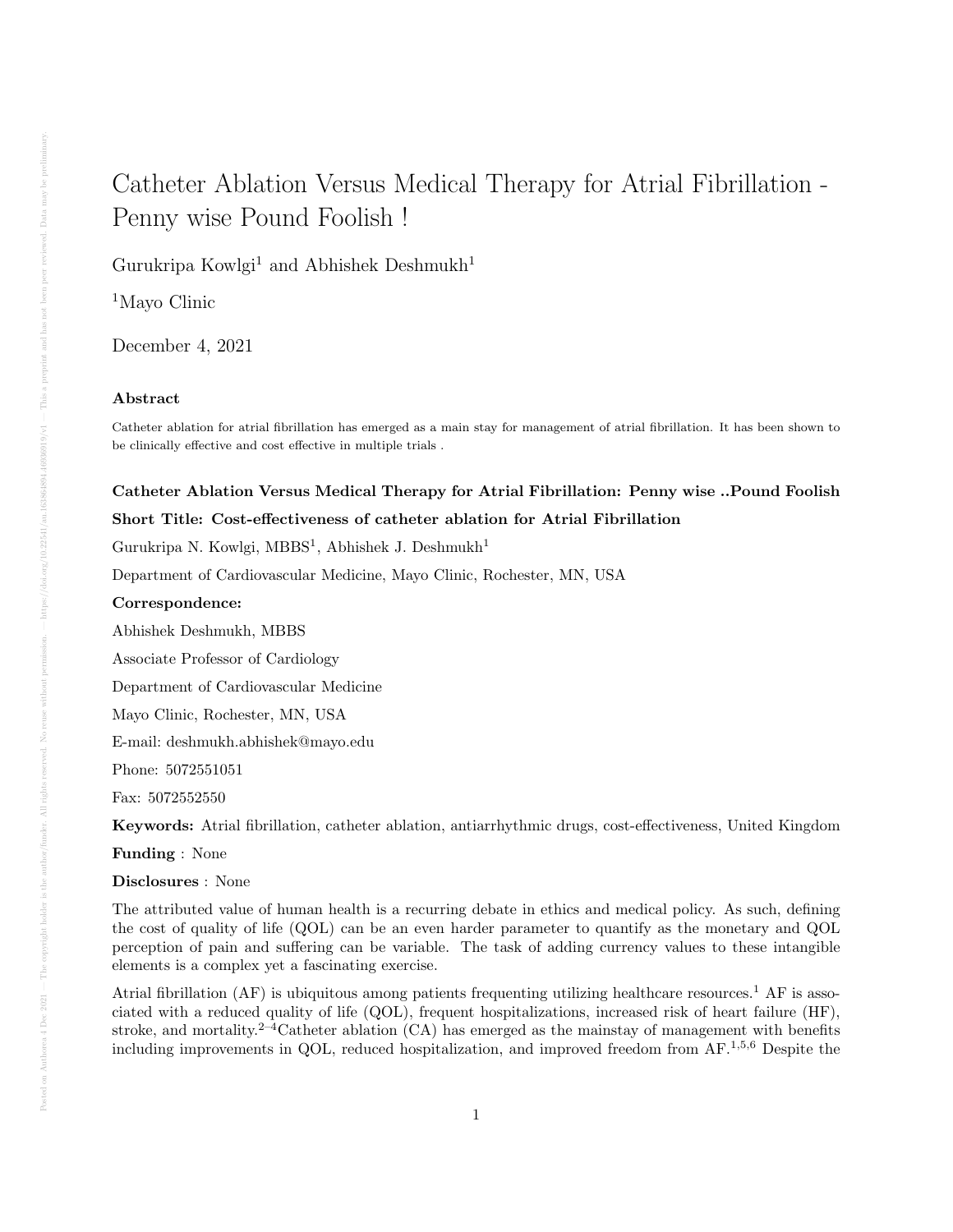# Catheter Ablation Versus Medical Therapy for Atrial Fibrillation - Penny wise Pound Foolish !

Gurukripa Kowlgi[1] and Abhishek Deshmukh[1]

[1]Mayo Clinic

December 4, 2021

## Abstract

Catheter ablation for atrial fibrillation has emerged as a main stay for management of atrial fibrillation. It has been shown to be clinically effective and cost effective in multiple trials .

**Catheter Ablation Versus Medical Therapy for Atrial Fibrillation: Penny wise ..Pound Foolish**

**Short Title: Cost-effectiveness of catheter ablation for Atrial Fibrillation**

Gurukripa N. Kowlgi, MBBS[1], Abhishek J. Deshmukh[1]

Department of Cardiovascular Medicine, Mayo Clinic, Rochester, MN, USA

**Correspondence:**

Abhishek Deshmukh, MBBS

Associate Professor of Cardiology

Department of Cardiovascular Medicine

Mayo Clinic, Rochester, MN, USA

E-mail: deshmukh.abhishek@mayo.edu

Phone: 5072551051

Fax: 5072552550

**Keywords:** Atrial fibrillation, catheter ablation, antiarrhythmic drugs, cost-effectiveness, United Kingdom

**Funding** : None

**Disclosures** : None

The attributed value of human health is a recurring debate in ethics and medical policy. As such, defining the cost of quality of life (QOL) can be an even harder parameter to quantify as the monetary and QOL perception of pain and suffering can be variable. The task of adding currency values to these intangible elements is a complex yet a fascinating exercise.

Atrial fibrillation (AF) is ubiquitous among patients frequenting utilizing healthcare resources.[1] AF is associated with a reduced quality of life (QOL), frequent hospitalizations, increased risk of heart failure (HF), stroke, and mortality.[2–4]Catheter ablation (CA) has emerged as the mainstay of management with benefits including improvements in QOL, reduced hospitalization, and improved freedom from AF.[1,5,6] Despite the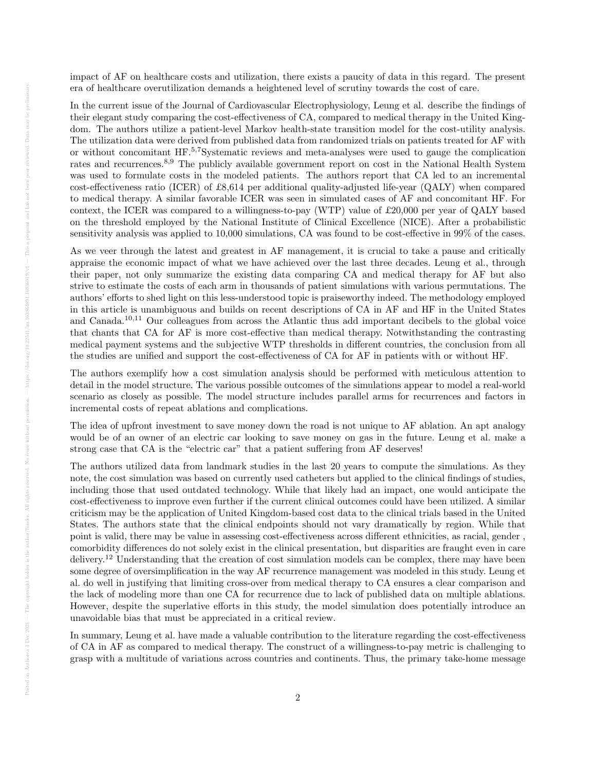impact of AF on healthcare costs and utilization, there exists a paucity of data in this regard. The present era of healthcare overutilization demands a heightened level of scrutiny towards the cost of care.

In the current issue of the Journal of Cardiovascular Electrophysiology, Leung et al. describe the findings of their elegant study comparing the cost-effectiveness of CA, compared to medical therapy in the United Kingdom. The authors utilize a patient-level Markov health-state transition model for the cost-utility analysis. The utilization data were derived from published data from randomized trials on patients treated for AF with or without concomitant HF.[5,7]Systematic reviews and meta-analyses were used to gauge the complication rates and recurrences.[8,9] The publicly available government report on cost in the National Health System was used to formulate costs in the modeled patients. The authors report that CA led to an incremental cost-effectiveness ratio (ICER) of £8,614 per additional quality-adjusted life-year (QALY) when compared to medical therapy. A similar favorable ICER was seen in simulated cases of AF and concomitant HF. For context, the ICER was compared to a willingness-to-pay (WTP) value of £20,000 per year of QALY based on the threshold employed by the National Institute of Clinical Excellence (NICE). After a probabilistic sensitivity analysis was applied to 10,000 simulations, CA was found to be cost-effective in 99% of the cases.

As we veer through the latest and greatest in AF management, it is crucial to take a pause and critically appraise the economic impact of what we have achieved over the last three decades. Leung et al., through their paper, not only summarize the existing data comparing CA and medical therapy for AF but also strive to estimate the costs of each arm in thousands of patient simulations with various permutations. The authors' efforts to shed light on this less-understood topic is praiseworthy indeed. The methodology employed in this article is unambiguous and builds on recent descriptions of CA in AF and HF in the United States and Canada.[10,11] Our colleagues from across the Atlantic thus add important decibels to the global voice that chants that CA for AF is more cost-effective than medical therapy. Notwithstanding the contrasting medical payment systems and the subjective WTP thresholds in different countries, the conclusion from all the studies are unified and support the cost-effectiveness of CA for AF in patients with or without HF.

The authors exemplify how a cost simulation analysis should be performed with meticulous attention to detail in the model structure. The various possible outcomes of the simulations appear to model a real-world scenario as closely as possible. The model structure includes parallel arms for recurrences and factors in incremental costs of repeat ablations and complications.

The idea of upfront investment to save money down the road is not unique to AF ablation. An apt analogy would be of an owner of an electric car looking to save money on gas in the future. Leung et al. make a strong case that CA is the "electric car" that a patient suffering from AF deserves!

The authors utilized data from landmark studies in the last 20 years to compute the simulations. As they note, the cost simulation was based on currently used catheters but applied to the clinical findings of studies, including those that used outdated technology. While that likely had an impact, one would anticipate the cost-effectiveness to improve even further if the current clinical outcomes could have been utilized. A similar criticism may be the application of United Kingdom-based cost data to the clinical trials based in the United States. The authors state that the clinical endpoints should not vary dramatically by region. While that point is valid, there may be value in assessing cost-effectiveness across different ethnicities, as racial, gender , comorbidity differences do not solely exist in the clinical presentation, but disparities are fraught even in care delivery.[12] Understanding that the creation of cost simulation models can be complex, there may have been some degree of oversimplification in the way AF recurrence management was modeled in this study. Leung et al. do well in justifying that limiting cross-over from medical therapy to CA ensures a clear comparison and the lack of modeling more than one CA for recurrence due to lack of published data on multiple ablations. However, despite the superlative efforts in this study, the model simulation does potentially introduce an unavoidable bias that must be appreciated in a critical review.

In summary, Leung et al. have made a valuable contribution to the literature regarding the cost-effectiveness of CA in AF as compared to medical therapy. The construct of a willingness-to-pay metric is challenging to grasp with a multitude of variations across countries and continents. Thus, the primary take-home message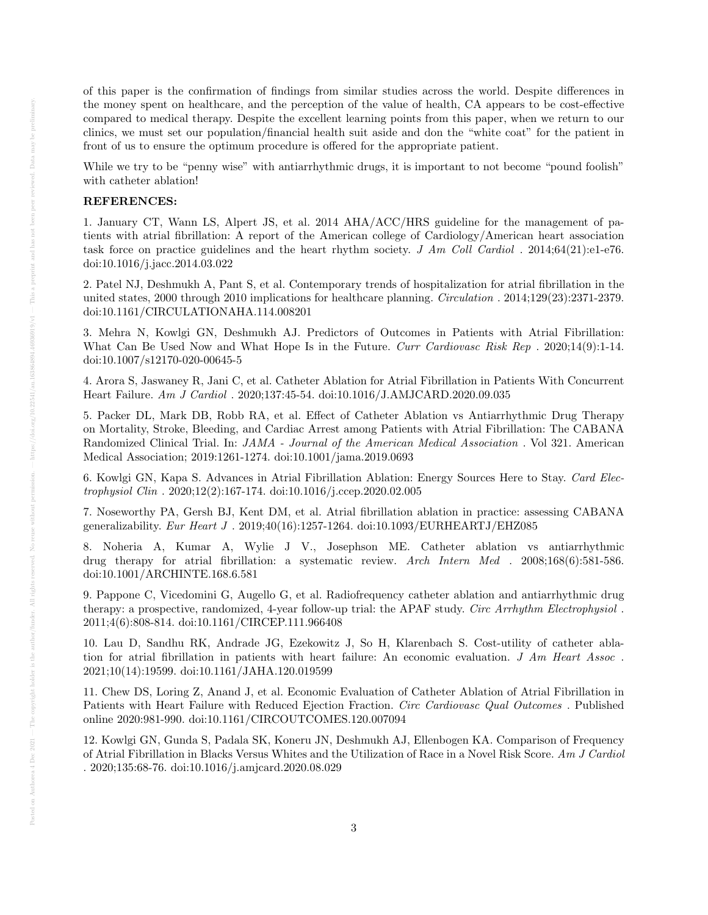of this paper is the confirmation of findings from similar studies across the world. Despite differences in the money spent on healthcare, and the perception of the value of health, CA appears to be cost-effective compared to medical therapy. Despite the excellent learning points from this paper, when we return to our clinics, we must set our population/financial health suit aside and don the "white coat" for the patient in front of us to ensure the optimum procedure is offered for the appropriate patient.

While we try to be "penny wise" with antiarrhythmic drugs, it is important to not become "pound foolish" with catheter ablation!

**REFERENCES:**

1. January CT, Wann LS, Alpert JS, et al. 2014 AHA/ACC/HRS guideline for the management of patients with atrial fibrillation: A report of the American college of Cardiology/American heart association task force on practice guidelines and the heart rhythm society. *J Am Coll Cardiol* . 2014;64(21):e1-e76. doi:10.1016/j.jacc.2014.03.022

2. Patel NJ, Deshmukh A, Pant S, et al. Contemporary trends of hospitalization for atrial fibrillation in the united states, 2000 through 2010 implications for healthcare planning. *Circulation* . 2014;129(23):2371-2379. doi:10.1161/CIRCULATIONAHA.114.008201

3. Mehra N, Kowlgi GN, Deshmukh AJ. Predictors of Outcomes in Patients with Atrial Fibrillation: What Can Be Used Now and What Hope Is in the Future. *Curr Cardiovasc Risk Rep* . 2020;14(9):1-14. doi:10.1007/s12170-020-00645-5

4. Arora S, Jaswaney R, Jani C, et al. Catheter Ablation for Atrial Fibrillation in Patients With Concurrent Heart Failure. *Am J Cardiol* . 2020;137:45-54. doi:10.1016/J.AMJCARD.2020.09.035

5. Packer DL, Mark DB, Robb RA, et al. Effect of Catheter Ablation vs Antiarrhythmic Drug Therapy on Mortality, Stroke, Bleeding, and Cardiac Arrest among Patients with Atrial Fibrillation: The CABANA Randomized Clinical Trial. In: *JAMA - Journal of the American Medical Association* . Vol 321. American Medical Association; 2019:1261-1274. doi:10.1001/jama.2019.0693

6. Kowlgi GN, Kapa S. Advances in Atrial Fibrillation Ablation: Energy Sources Here to Stay. *Card Electrophysiol Clin* . 2020;12(2):167-174. doi:10.1016/j.ccep.2020.02.005

7. Noseworthy PA, Gersh BJ, Kent DM, et al. Atrial fibrillation ablation in practice: assessing CABANA generalizability. *Eur Heart J* . 2019;40(16):1257-1264. doi:10.1093/EURHEARTJ/EHZ085

8. Noheria A, Kumar A, Wylie J V., Josephson ME. Catheter ablation vs antiarrhythmic drug therapy for atrial fibrillation: a systematic review. *Arch Intern Med* . 2008;168(6):581-586. doi:10.1001/ARCHINTE.168.6.581

9. Pappone C, Vicedomini G, Augello G, et al. Radiofrequency catheter ablation and antiarrhythmic drug therapy: a prospective, randomized, 4-year follow-up trial: the APAF study. *Circ Arrhythm Electrophysiol* . 2011;4(6):808-814. doi:10.1161/CIRCEP.111.966408

10. Lau D, Sandhu RK, Andrade JG, Ezekowitz J, So H, Klarenbach S. Cost-utility of catheter ablation for atrial fibrillation in patients with heart failure: An economic evaluation. *J Am Heart Assoc* . 2021;10(14):19599. doi:10.1161/JAHA.120.019599

11. Chew DS, Loring Z, Anand J, et al. Economic Evaluation of Catheter Ablation of Atrial Fibrillation in Patients with Heart Failure with Reduced Ejection Fraction. *Circ Cardiovasc Qual Outcomes* . Published online 2020:981-990. doi:10.1161/CIRCOUTCOMES.120.007094

12. Kowlgi GN, Gunda S, Padala SK, Koneru JN, Deshmukh AJ, Ellenbogen KA. Comparison of Frequency of Atrial Fibrillation in Blacks Versus Whites and the Utilization of Race in a Novel Risk Score. *Am J Cardiol* . 2020;135:68-76. doi:10.1016/j.amjcard.2020.08.029